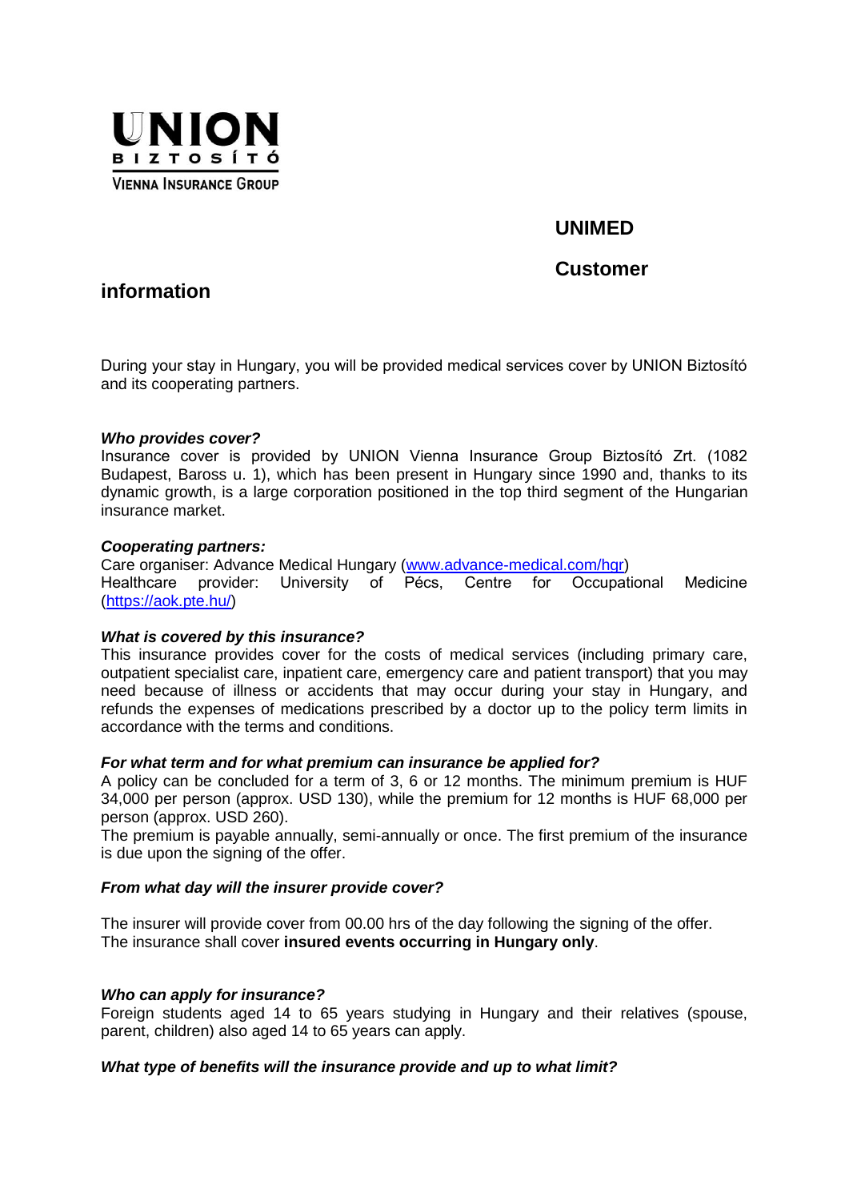UNION
BIZTOSÍTÓ
VIENNA INSURANCE GROUP

# UNIMED

# Customer information

During your stay in Hungary, you will be provided medical services cover by UNION Biztosító and its cooperating partners.

***Who provides cover?***

Insurance cover is provided by UNION Vienna Insurance Group Biztosító Zrt. (1082 Budapest, Baross u. 1), which has been present in Hungary since 1990 and, thanks to its dynamic growth, is a large corporation positioned in the top third segment of the Hungarian insurance market.

***Cooperating partners:***

Care organiser: Advance Medical Hungary (www.advance-medical.com/hgr)
Healthcare provider: University of Pécs, Centre for Occupational Medicine (https://aok.pte.hu/)

***What is covered by this insurance?***

This insurance provides cover for the costs of medical services (including primary care, outpatient specialist care, inpatient care, emergency care and patient transport) that you may need because of illness or accidents that may occur during your stay in Hungary, and refunds the expenses of medications prescribed by a doctor up to the policy term limits in accordance with the terms and conditions.

***For what term and for what premium can insurance be applied for?***

A policy can be concluded for a term of 3, 6 or 12 months. The minimum premium is HUF 34,000 per person (approx. USD 130), while the premium for 12 months is HUF 68,000 per person (approx. USD 260).
The premium is payable annually, semi-annually or once. The first premium of the insurance is due upon the signing of the offer.

***From what day will the insurer provide cover?***

The insurer will provide cover from 00.00 hrs of the day following the signing of the offer.
The insurance shall cover **insured events occurring in Hungary only**.

***Who can apply for insurance?***

Foreign students aged 14 to 65 years studying in Hungary and their relatives (spouse, parent, children) also aged 14 to 65 years can apply.

***What type of benefits will the insurance provide and up to what limit?***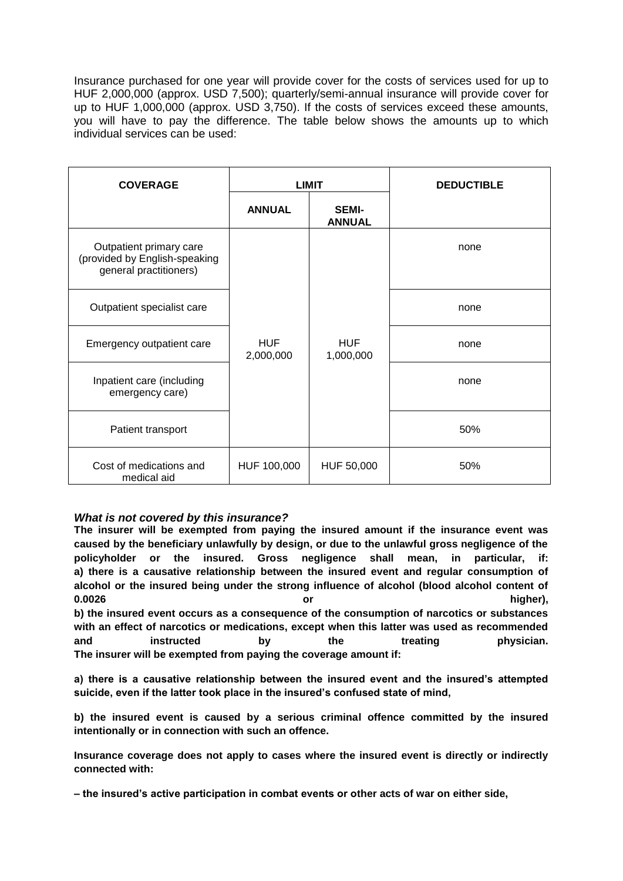Insurance purchased for one year will provide cover for the costs of services used for up to HUF 2,000,000 (approx. USD 7,500); quarterly/semi-annual insurance will provide cover for up to HUF 1,000,000 (approx. USD 3,750). If the costs of services exceed these amounts, you will have to pay the difference. The table below shows the amounts up to which individual services can be used:

| COVERAGE | LIMIT | | DEDUCTIBLE |
|---|---|---|---|
| | ANNUAL | SEMI-ANNUAL | |
| Outpatient primary care (provided by English-speaking general practitioners) | HUF 2,000,000 | HUF 1,000,000 | none |
| Outpatient specialist care | | | none |
| Emergency outpatient care | | | none |
| Inpatient care (including emergency care) | | | none |
| Patient transport | | | 50% |
| Cost of medications and medical aid | HUF 100,000 | HUF 50,000 | 50% |

***What is not covered by this insurance?***

**The insurer will be exempted from paying the insured amount if the insurance event was caused by the beneficiary unlawfully by design, or due to the unlawful gross negligence of the policyholder or the insured. Gross negligence shall mean, in particular, if:**
**a) there is a causative relationship between the insured event and regular consumption of alcohol or the insured being under the strong influence of alcohol (blood alcohol content of 0.0026 or higher),**
**b) the insured event occurs as a consequence of the consumption of narcotics or substances with an effect of narcotics or medications, except when this latter was used as recommended and instructed by the treating physician.**
**The insurer will be exempted from paying the coverage amount if:**

**a) there is a causative relationship between the insured event and the insured's attempted suicide, even if the latter took place in the insured's confused state of mind,**

**b) the insured event is caused by a serious criminal offence committed by the insured intentionally or in connection with such an offence.**

**Insurance coverage does not apply to cases where the insured event is directly or indirectly connected with:**

**– the insured's active participation in combat events or other acts of war on either side,**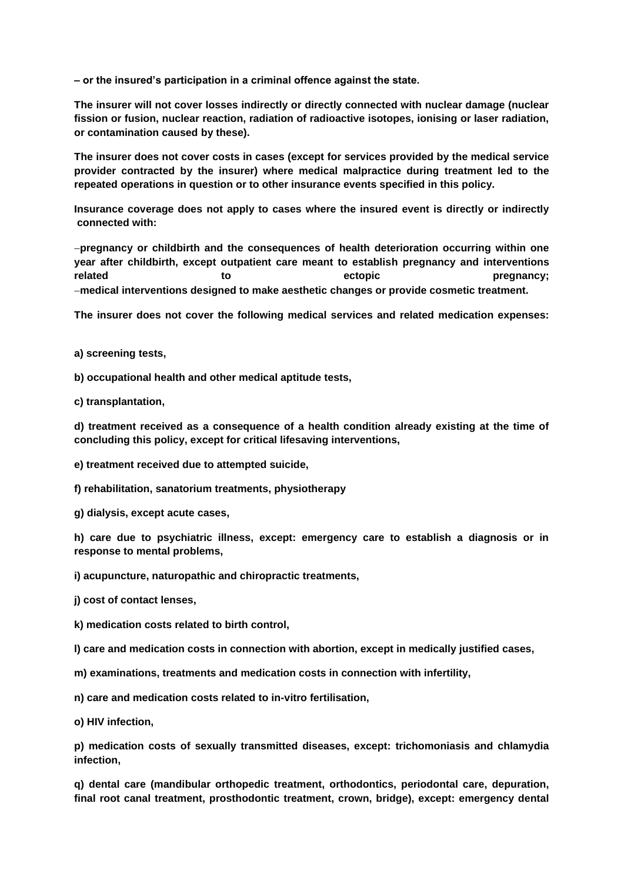**– or the insured's participation in a criminal offence against the state.**

**The insurer will not cover losses indirectly or directly connected with nuclear damage (nuclear fission or fusion, nuclear reaction, radiation of radioactive isotopes, ionising or laser radiation, or contamination caused by these).**

**The insurer does not cover costs in cases (except for services provided by the medical service provider contracted by the insurer) where medical malpractice during treatment led to the repeated operations in question or to other insurance events specified in this policy.**

**Insurance coverage does not apply to cases where the insured event is directly or indirectly connected with:**

**–pregnancy or childbirth and the consequences of health deterioration occurring within one year after childbirth, except outpatient care meant to establish pregnancy and interventions related to ectopic pregnancy;**
**–medical interventions designed to make aesthetic changes or provide cosmetic treatment.**

**The insurer does not cover the following medical services and related medication expenses:**

**a) screening tests,**

**b) occupational health and other medical aptitude tests,**

**c) transplantation,**

**d) treatment received as a consequence of a health condition already existing at the time of concluding this policy, except for critical lifesaving interventions,**

**e) treatment received due to attempted suicide,**

**f) rehabilitation, sanatorium treatments, physiotherapy**

**g) dialysis, except acute cases,**

**h) care due to psychiatric illness, except: emergency care to establish a diagnosis or in response to mental problems,**

**i) acupuncture, naturopathic and chiropractic treatments,**

**j) cost of contact lenses,**

**k) medication costs related to birth control,**

**l) care and medication costs in connection with abortion, except in medically justified cases,**

**m) examinations, treatments and medication costs in connection with infertility,**

**n) care and medication costs related to in-vitro fertilisation,**

**o) HIV infection,**

**p) medication costs of sexually transmitted diseases, except: trichomoniasis and chlamydia infection,**

**q) dental care (mandibular orthopedic treatment, orthodontics, periodontal care, depuration, final root canal treatment, prosthodontic treatment, crown, bridge), except: emergency dental**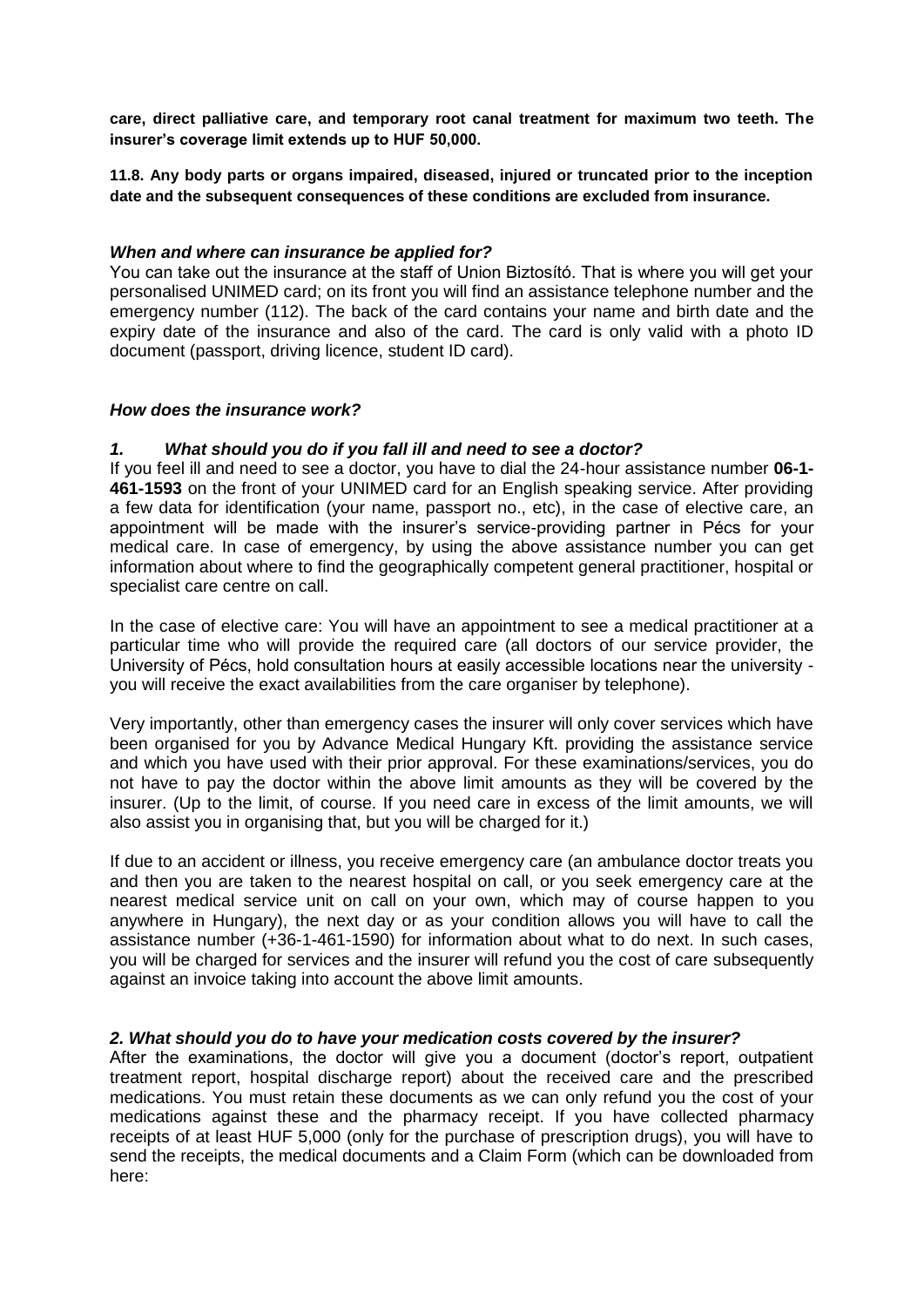**care, direct palliative care, and temporary root canal treatment for maximum two teeth. The insurer's coverage limit extends up to HUF 50,000.**

**11.8. Any body parts or organs impaired, diseased, injured or truncated prior to the inception date and the subsequent consequences of these conditions are excluded from insurance.**

### *When and where can insurance be applied for?*

You can take out the insurance at the staff of Union Biztosító. That is where you will get your personalised UNIMED card; on its front you will find an assistance telephone number and the emergency number (112). The back of the card contains your name and birth date and the expiry date of the insurance and also of the card. The card is only valid with a photo ID document (passport, driving licence, student ID card).

### *How does the insurance work?*

#### *1. What should you do if you fall ill and need to see a doctor?*

If you feel ill and need to see a doctor, you have to dial the 24-hour assistance number **06-1-461-1593** on the front of your UNIMED card for an English speaking service. After providing a few data for identification (your name, passport no., etc), in the case of elective care, an appointment will be made with the insurer's service-providing partner in Pécs for your medical care. In case of emergency, by using the above assistance number you can get information about where to find the geographically competent general practitioner, hospital or specialist care centre on call.

In the case of elective care: You will have an appointment to see a medical practitioner at a particular time who will provide the required care (all doctors of our service provider, the University of Pécs, hold consultation hours at easily accessible locations near the university - you will receive the exact availabilities from the care organiser by telephone).

Very importantly, other than emergency cases the insurer will only cover services which have been organised for you by Advance Medical Hungary Kft. providing the assistance service and which you have used with their prior approval. For these examinations/services, you do not have to pay the doctor within the above limit amounts as they will be covered by the insurer. (Up to the limit, of course. If you need care in excess of the limit amounts, we will also assist you in organising that, but you will be charged for it.)

If due to an accident or illness, you receive emergency care (an ambulance doctor treats you and then you are taken to the nearest hospital on call, or you seek emergency care at the nearest medical service unit on call on your own, which may of course happen to you anywhere in Hungary), the next day or as your condition allows you will have to call the assistance number (+36-1-461-1590) for information about what to do next. In such cases, you will be charged for services and the insurer will refund you the cost of care subsequently against an invoice taking into account the above limit amounts.

#### *2. What should you do to have your medication costs covered by the insurer?*

After the examinations, the doctor will give you a document (doctor's report, outpatient treatment report, hospital discharge report) about the received care and the prescribed medications. You must retain these documents as we can only refund you the cost of your medications against these and the pharmacy receipt. If you have collected pharmacy receipts of at least HUF 5,000 (only for the purchase of prescription drugs), you will have to send the receipts, the medical documents and a Claim Form (which can be downloaded from here: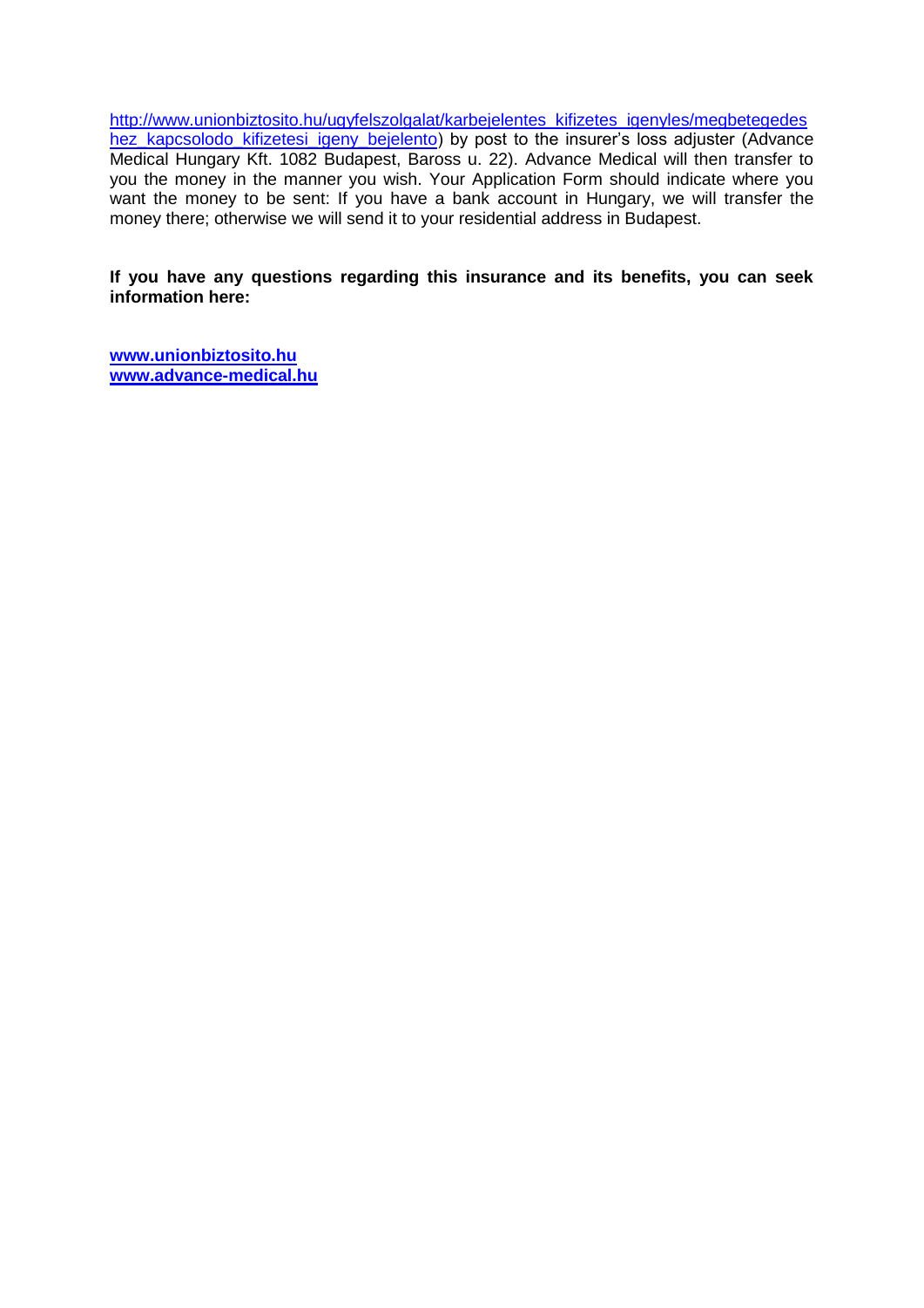http://www.unionbiztosito.hu/ugyfelszolgalat/karbejelentes_kifizetes_igenyles/megbetegedeshez_kapcsolodo_kifizetesi_igeny_bejelento) by post to the insurer's loss adjuster (Advance Medical Hungary Kft. 1082 Budapest, Baross u. 22). Advance Medical will then transfer to you the money in the manner you wish. Your Application Form should indicate where you want the money to be sent: If you have a bank account in Hungary, we will transfer the money there; otherwise we will send it to your residential address in Budapest.

**If you have any questions regarding this insurance and its benefits, you can seek information here:**

**www.unionbiztosito.hu**
**www.advance-medical.hu**